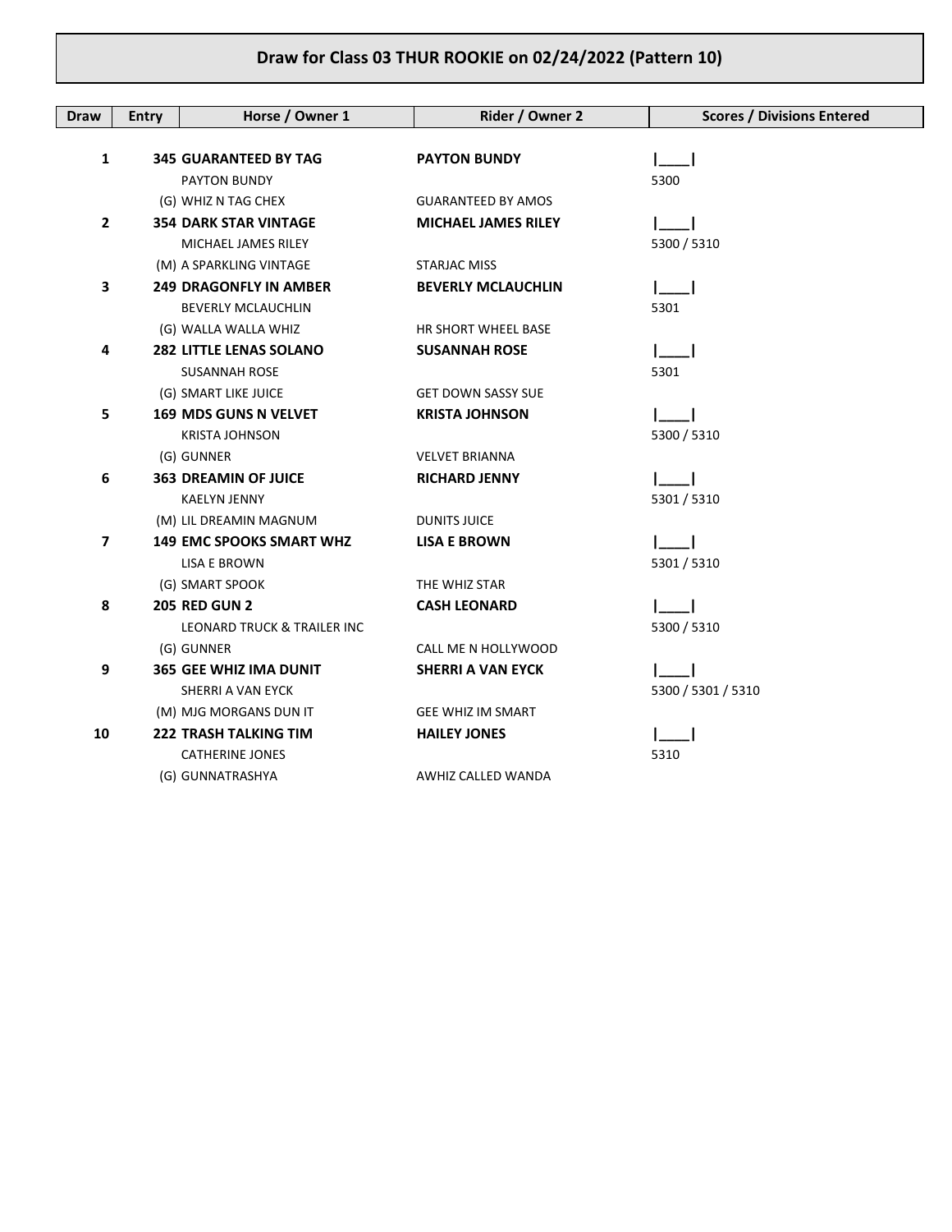# Draw for Class 03 THUR ROOKIE on 02/24/2022 (Pattern 10)

| Draw | Entry | Horse / Owner 1 | Rider / Owner 2 | Scores / Divisions Entered |
|---|---|---|---|---|
| **1** | **345** | **GUARANTEED BY TAG** | **PAYTON BUNDY** | **\|\_\_\_\_\|** |
| | | PAYTON BUNDY | | 5300 |
| | | (G) WHIZ N TAG CHEX | GUARANTEED BY AMOS | |
| **2** | **354** | **DARK STAR VINTAGE** | **MICHAEL JAMES RILEY** | **\|\_\_\_\_\|** |
| | | MICHAEL JAMES RILEY | | 5300 / 5310 |
| | | (M) A SPARKLING VINTAGE | STARJAC MISS | |
| **3** | **249** | **DRAGONFLY IN AMBER** | **BEVERLY MCLAUCHLIN** | **\|\_\_\_\_\|** |
| | | BEVERLY MCLAUCHLIN | | 5301 |
| | | (G) WALLA WALLA WHIZ | HR SHORT WHEEL BASE | |
| **4** | **282** | **LITTLE LENAS SOLANO** | **SUSANNAH ROSE** | **\|\_\_\_\_\|** |
| | | SUSANNAH ROSE | | 5301 |
| | | (G) SMART LIKE JUICE | GET DOWN SASSY SUE | |
| **5** | **169** | **MDS GUNS N VELVET** | **KRISTA JOHNSON** | **\|\_\_\_\_\|** |
| | | KRISTA JOHNSON | | 5300 / 5310 |
| | | (G) GUNNER | VELVET BRIANNA | |
| **6** | **363** | **DREAMIN OF JUICE** | **RICHARD JENNY** | **\|\_\_\_\_\|** |
| | | KAELYN JENNY | | 5301 / 5310 |
| | | (M) LIL DREAMIN MAGNUM | DUNITS JUICE | |
| **7** | **149** | **EMC SPOOKS SMART WHZ** | **LISA E BROWN** | **\|\_\_\_\_\|** |
| | | LISA E BROWN | | 5301 / 5310 |
| | | (G) SMART SPOOK | THE WHIZ STAR | |
| **8** | **205** | **RED GUN 2** | **CASH LEONARD** | **\|\_\_\_\_\|** |
| | | LEONARD TRUCK & TRAILER INC | | 5300 / 5310 |
| | | (G) GUNNER | CALL ME N HOLLYWOOD | |
| **9** | **365** | **GEE WHIZ IMA DUNIT** | **SHERRI A VAN EYCK** | **\|\_\_\_\_\|** |
| | | SHERRI A VAN EYCK | | 5300 / 5301 / 5310 |
| | | (M) MJG MORGANS DUN IT | GEE WHIZ IM SMART | |
| **10** | **222** | **TRASH TALKING TIM** | **HAILEY JONES** | **\|\_\_\_\_\|** |
| | | CATHERINE JONES | | 5310 |
| | | (G) GUNNATRASHYA | AWHIZ CALLED WANDA | |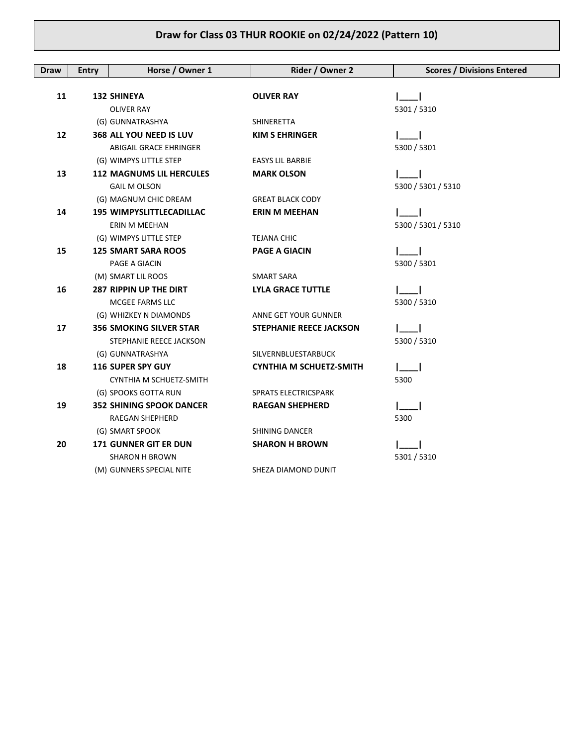# Draw for Class 03 THUR ROOKIE on 02/24/2022 (Pattern 10)

| Draw | Entry | Horse / Owner 1 | Rider / Owner 2 | Scores / Divisions Entered |
|---|---|---|---|---|
| 11 | 132 | **SHINEYA** | **OLIVER RAY** | \|\_\_\_\_\| |
| | | OLIVER RAY | | 5301 / 5310 |
| | | (G) GUNNATRASHYA | SHINERETTA | |
| 12 | 368 | **ALL YOU NEED IS LUV** | **KIM S EHRINGER** | \|\_\_\_\_\| |
| | | ABIGAIL GRACE EHRINGER | | 5300 / 5301 |
| | | (G) WIMPYS LITTLE STEP | EASYS LIL BARBIE | |
| 13 | 112 | **MAGNUMS LIL HERCULES** | **MARK OLSON** | \|\_\_\_\_\| |
| | | GAIL M OLSON | | 5300 / 5301 / 5310 |
| | | (G) MAGNUM CHIC DREAM | GREAT BLACK CODY | |
| 14 | 195 | **WIMPYSLITTLECADILLAC** | **ERIN M MEEHAN** | \|\_\_\_\_\| |
| | | ERIN M MEEHAN | | 5300 / 5301 / 5310 |
| | | (G) WIMPYS LITTLE STEP | TEJANA CHIC | |
| 15 | 125 | **SMART SARA ROOS** | **PAGE A GIACIN** | \|\_\_\_\_\| |
| | | PAGE A GIACIN | | 5300 / 5301 |
| | | (M) SMART LIL ROOS | SMART SARA | |
| 16 | 287 | **RIPPIN UP THE DIRT** | **LYLA GRACE TUTTLE** | \|\_\_\_\_\| |
| | | MCGEE FARMS LLC | | 5300 / 5310 |
| | | (G) WHIZKEY N DIAMONDS | ANNE GET YOUR GUNNER | |
| 17 | 356 | **SMOKING SILVER STAR** | **STEPHANIE REECE JACKSON** | \|\_\_\_\_\| |
| | | STEPHANIE REECE JACKSON | | 5300 / 5310 |
| | | (G) GUNNATRASHYA | SILVERNBLUESTARBUCK | |
| 18 | 116 | **SUPER SPY GUY** | **CYNTHIA M SCHUETZ-SMITH** | \|\_\_\_\_\| |
| | | CYNTHIA M SCHUETZ-SMITH | | 5300 |
| | | (G) SPOOKS GOTTA RUN | SPRATS ELECTRICSPARK | |
| 19 | 352 | **SHINING SPOOK DANCER** | **RAEGAN SHEPHERD** | \|\_\_\_\_\| |
| | | RAEGAN SHEPHERD | | 5300 |
| | | (G) SMART SPOOK | SHINING DANCER | |
| 20 | 171 | **GUNNER GIT ER DUN** | **SHARON H BROWN** | \|\_\_\_\_\| |
| | | SHARON H BROWN | | 5301 / 5310 |
| | | (M) GUNNERS SPECIAL NITE | SHEZA DIAMOND DUNIT | |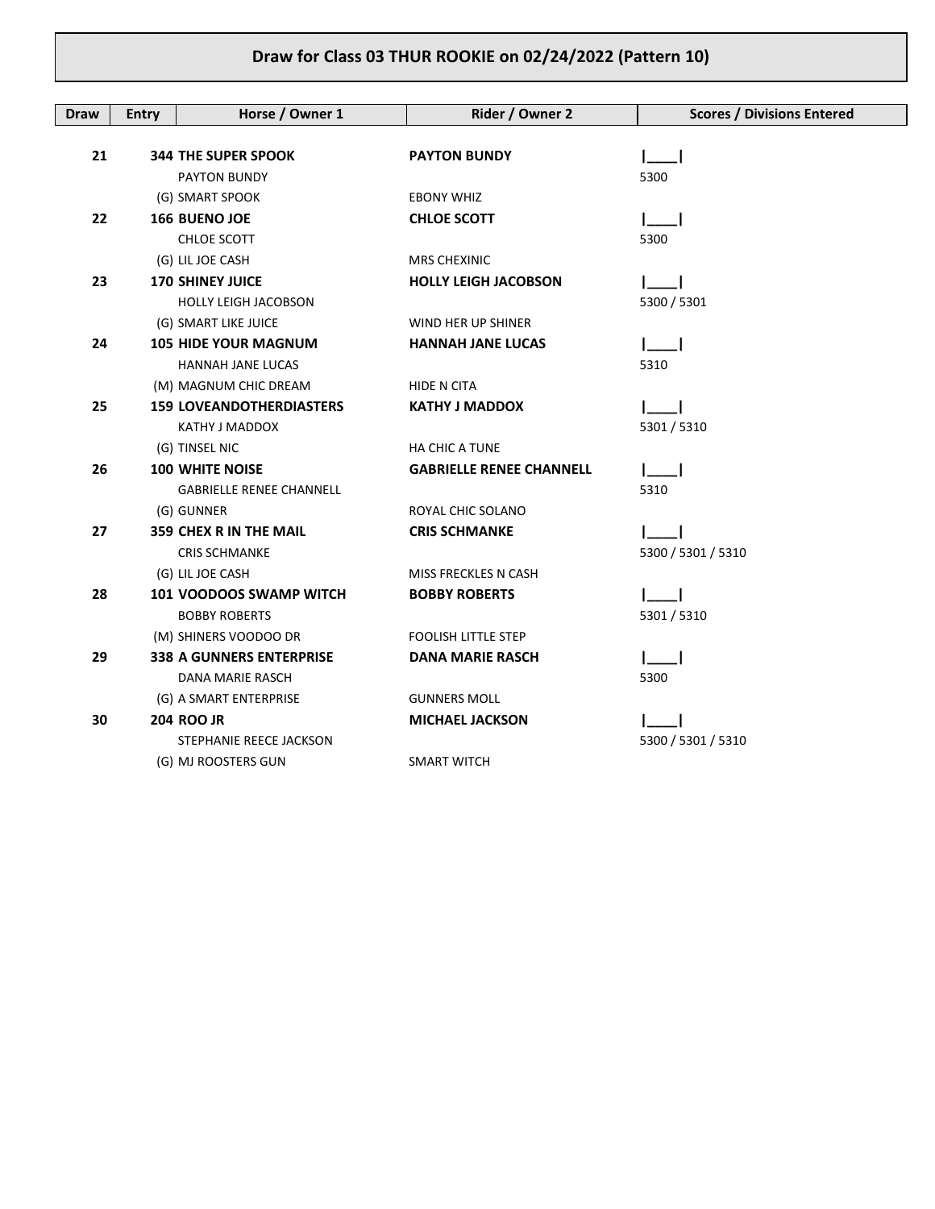## Draw for Class 03 THUR ROOKIE on 02/24/2022 (Pattern 10)

| Draw | Entry | Horse / Owner 1 | Rider / Owner 2 | Scores / Divisions Entered |
|---|---|---|---|---|
| 21 | 344 | **THE SUPER SPOOK** | **PAYTON BUNDY** | \|\_\_\_\_\| |
| | | PAYTON BUNDY | | 5300 |
| | | (G) SMART SPOOK | EBONY WHIZ | |
| 22 | 166 | **BUENO JOE** | **CHLOE SCOTT** | \|\_\_\_\_\| |
| | | CHLOE SCOTT | | 5300 |
| | | (G) LIL JOE CASH | MRS CHEXINIC | |
| 23 | 170 | **SHINEY JUICE** | **HOLLY LEIGH JACOBSON** | \|\_\_\_\_\| |
| | | HOLLY LEIGH JACOBSON | | 5300 / 5301 |
| | | (G) SMART LIKE JUICE | WIND HER UP SHINER | |
| 24 | 105 | **HIDE YOUR MAGNUM** | **HANNAH JANE LUCAS** | \|\_\_\_\_\| |
| | | HANNAH JANE LUCAS | | 5310 |
| | | (M) MAGNUM CHIC DREAM | HIDE N CITA | |
| 25 | 159 | **LOVEANDOTHERDIASTERS** | **KATHY J MADDOX** | \|\_\_\_\_\| |
| | | KATHY J MADDOX | | 5301 / 5310 |
| | | (G) TINSEL NIC | HA CHIC A TUNE | |
| 26 | 100 | **WHITE NOISE** | **GABRIELLE RENEE CHANNELL** | \|\_\_\_\_\| |
| | | GABRIELLE RENEE CHANNELL | | 5310 |
| | | (G) GUNNER | ROYAL CHIC SOLANO | |
| 27 | 359 | **CHEX R IN THE MAIL** | **CRIS SCHMANKE** | \|\_\_\_\_\| |
| | | CRIS SCHMANKE | | 5300 / 5301 / 5310 |
| | | (G) LIL JOE CASH | MISS FRECKLES N CASH | |
| 28 | 101 | **VOODOOS SWAMP WITCH** | **BOBBY ROBERTS** | \|\_\_\_\_\| |
| | | BOBBY ROBERTS | | 5301 / 5310 |
| | | (M) SHINERS VOODOO DR | FOOLISH LITTLE STEP | |
| 29 | 338 | **A GUNNERS ENTERPRISE** | **DANA MARIE RASCH** | \|\_\_\_\_\| |
| | | DANA MARIE RASCH | | 5300 |
| | | (G) A SMART ENTERPRISE | GUNNERS MOLL | |
| 30 | 204 | **ROO JR** | **MICHAEL JACKSON** | \|\_\_\_\_\| |
| | | STEPHANIE REECE JACKSON | | 5300 / 5301 / 5310 |
| | | (G) MJ ROOSTERS GUN | SMART WITCH | |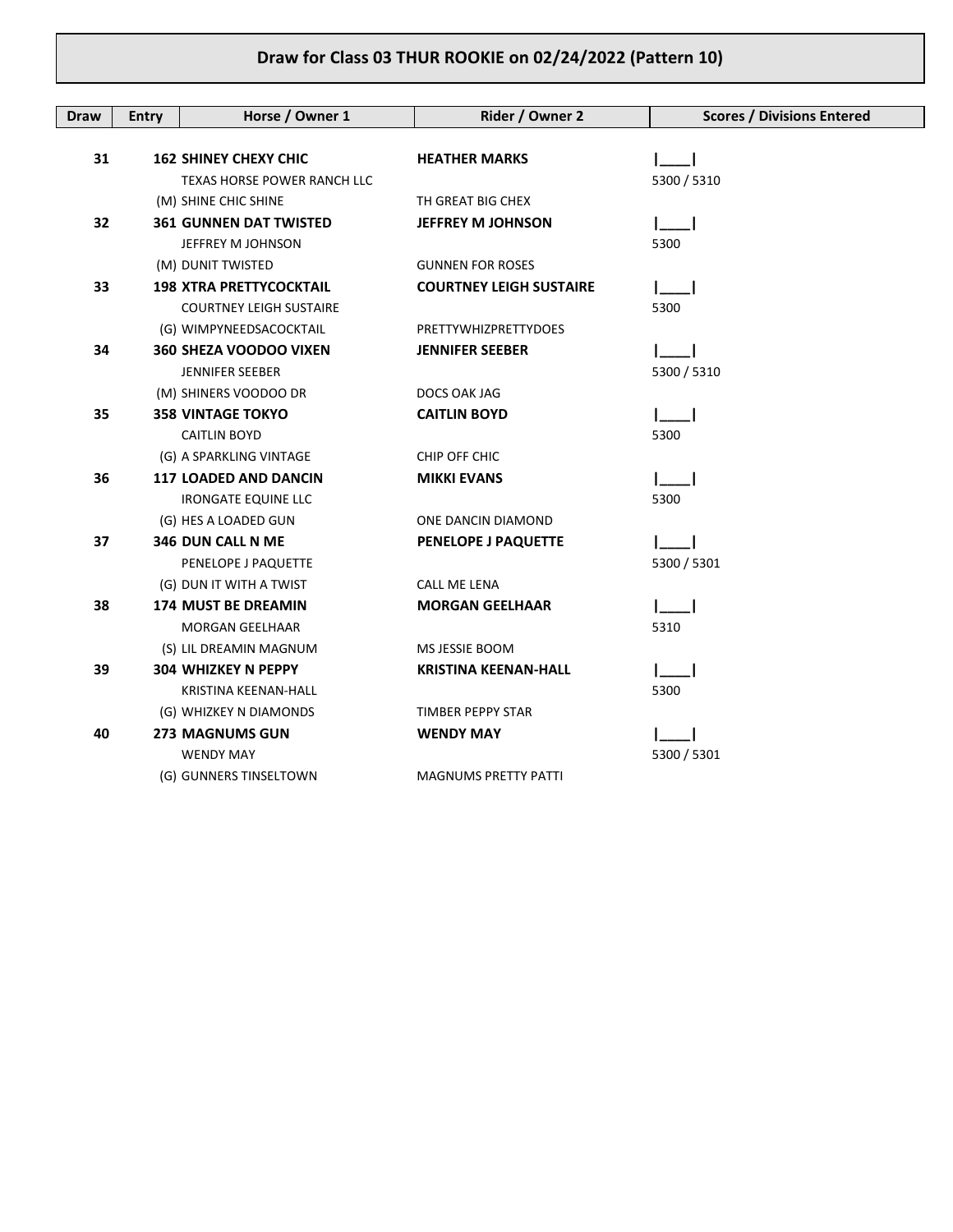# Draw for Class 03 THUR ROOKIE on 02/24/2022 (Pattern 10)

| Draw | Entry | Horse / Owner 1 | Rider / Owner 2 | Scores / Divisions Entered |
|---|---|---|---|---|
| 31 | 162 | **SHINEY CHEXY CHIC** | **HEATHER MARKS** | \|\_\_\_\_\| |
| | | TEXAS HORSE POWER RANCH LLC | | 5300 / 5310 |
| | | (M) SHINE CHIC SHINE | TH GREAT BIG CHEX | |
| 32 | 361 | **GUNNEN DAT TWISTED** | **JEFFREY M JOHNSON** | \|\_\_\_\_\| |
| | | JEFFREY M JOHNSON | | 5300 |
| | | (M) DUNIT TWISTED | GUNNEN FOR ROSES | |
| 33 | 198 | **XTRA PRETTYCOCKTAIL** | **COURTNEY LEIGH SUSTAIRE** | \|\_\_\_\_\| |
| | | COURTNEY LEIGH SUSTAIRE | | 5300 |
| | | (G) WIMPYNEEDSACOCKTAIL | PRETTYWHIZPRETTYDOES | |
| 34 | 360 | **SHEZA VOODOO VIXEN** | **JENNIFER SEEBER** | \|\_\_\_\_\| |
| | | JENNIFER SEEBER | | 5300 / 5310 |
| | | (M) SHINERS VOODOO DR | DOCS OAK JAG | |
| 35 | 358 | **VINTAGE TOKYO** | **CAITLIN BOYD** | \|\_\_\_\_\| |
| | | CAITLIN BOYD | | 5300 |
| | | (G) A SPARKLING VINTAGE | CHIP OFF CHIC | |
| 36 | 117 | **LOADED AND DANCIN** | **MIKKI EVANS** | \|\_\_\_\_\| |
| | | IRONGATE EQUINE LLC | | 5300 |
| | | (G) HES A LOADED GUN | ONE DANCIN DIAMOND | |
| 37 | 346 | **DUN CALL N ME** | **PENELOPE J PAQUETTE** | \|\_\_\_\_\| |
| | | PENELOPE J PAQUETTE | | 5300 / 5301 |
| | | (G) DUN IT WITH A TWIST | CALL ME LENA | |
| 38 | 174 | **MUST BE DREAMIN** | **MORGAN GEELHAAR** | \|\_\_\_\_\| |
| | | MORGAN GEELHAAR | | 5310 |
| | | (S) LIL DREAMIN MAGNUM | MS JESSIE BOOM | |
| 39 | 304 | **WHIZKEY N PEPPY** | **KRISTINA KEENAN-HALL** | \|\_\_\_\_\| |
| | | KRISTINA KEENAN-HALL | | 5300 |
| | | (G) WHIZKEY N DIAMONDS | TIMBER PEPPY STAR | |
| 40 | 273 | **MAGNUMS GUN** | **WENDY MAY** | \|\_\_\_\_\| |
| | | WENDY MAY | | 5300 / 5301 |
| | | (G) GUNNERS TINSELTOWN | MAGNUMS PRETTY PATTI | |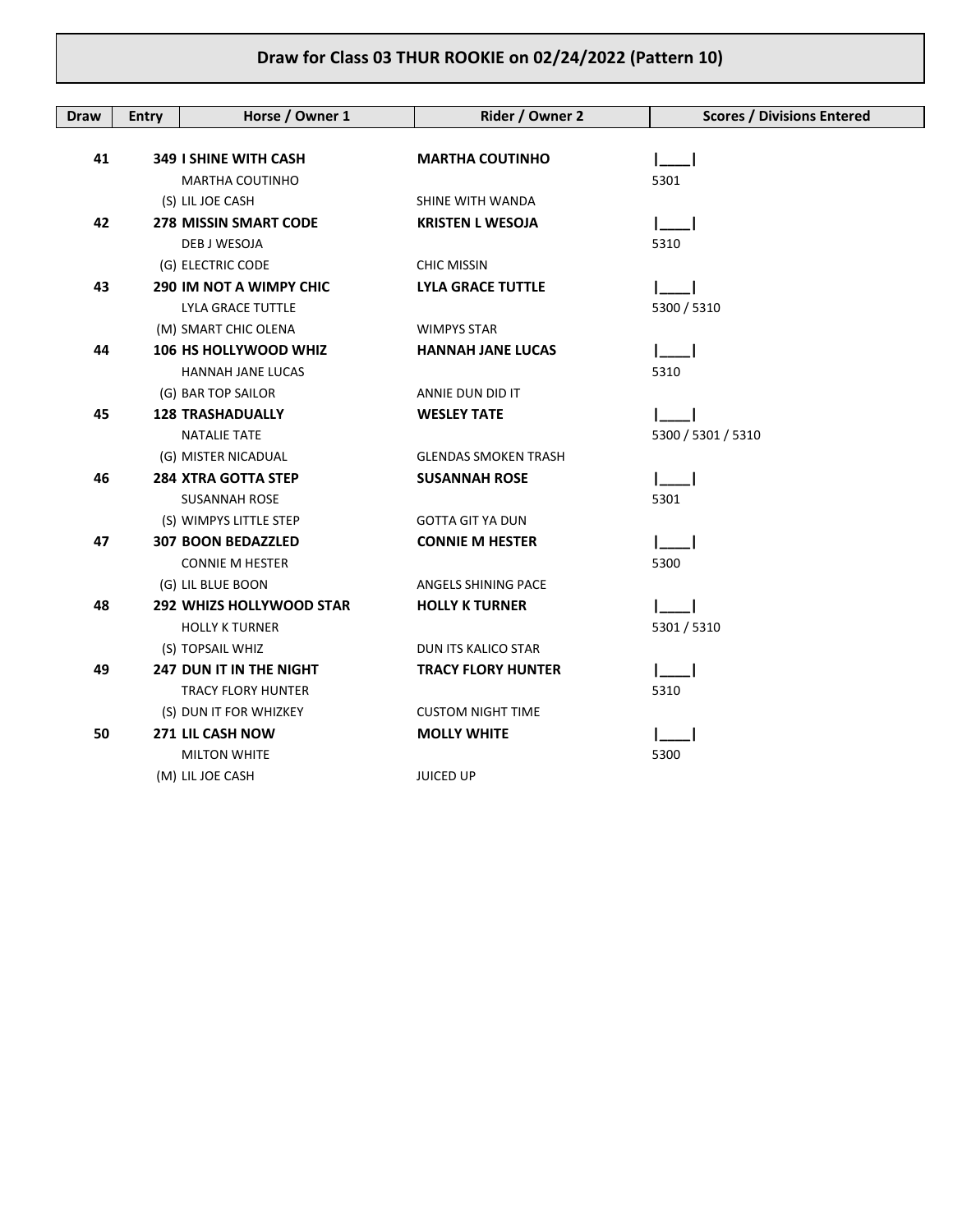# Draw for Class 03 THUR ROOKIE on 02/24/2022 (Pattern 10)

| Draw | Entry | Horse / Owner 1 | Rider / Owner 2 | Scores / Divisions Entered |
|---|---|---|---|---|
| **41** | **349** | **I SHINE WITH CASH**<br>MARTHA COUTINHO<br>(S) LIL JOE CASH | **MARTHA COUTINHO**<br><br>SHINE WITH WANDA | I____I<br>5301 |
| **42** | **278** | **MISSIN SMART CODE**<br>DEB J WESOJA<br>(G) ELECTRIC CODE | **KRISTEN L WESOJA**<br><br>CHIC MISSIN | I____I<br>5310 |
| **43** | **290** | **IM NOT A WIMPY CHIC**<br>LYLA GRACE TUTTLE<br>(M) SMART CHIC OLENA | **LYLA GRACE TUTTLE**<br><br>WIMPYS STAR | I____I<br>5300 / 5310 |
| **44** | **106** | **HS HOLLYWOOD WHIZ**<br>HANNAH JANE LUCAS<br>(G) BAR TOP SAILOR | **HANNAH JANE LUCAS**<br><br>ANNIE DUN DID IT | I____I<br>5310 |
| **45** | **128** | **TRASHADUALLY**<br>NATALIE TATE<br>(G) MISTER NICADUAL | **WESLEY TATE**<br><br>GLENDAS SMOKEN TRASH | I____I<br>5300 / 5301 / 5310 |
| **46** | **284** | **XTRA GOTTA STEP**<br>SUSANNAH ROSE<br>(S) WIMPYS LITTLE STEP | **SUSANNAH ROSE**<br><br>GOTTA GIT YA DUN | I____I<br>5301 |
| **47** | **307** | **BOON BEDAZZLED**<br>CONNIE M HESTER<br>(G) LIL BLUE BOON | **CONNIE M HESTER**<br><br>ANGELS SHINING PACE | I____I<br>5300 |
| **48** | **292** | **WHIZS HOLLYWOOD STAR**<br>HOLLY K TURNER<br>(S) TOPSAIL WHIZ | **HOLLY K TURNER**<br><br>DUN ITS KALICO STAR | I____I<br>5301 / 5310 |
| **49** | **247** | **DUN IT IN THE NIGHT**<br>TRACY FLORY HUNTER<br>(S) DUN IT FOR WHIZKEY | **TRACY FLORY HUNTER**<br><br>CUSTOM NIGHT TIME | I____I<br>5310 |
| **50** | **271** | **LIL CASH NOW**<br>MILTON WHITE<br>(M) LIL JOE CASH | **MOLLY WHITE**<br><br>JUICED UP | I____I<br>5300 |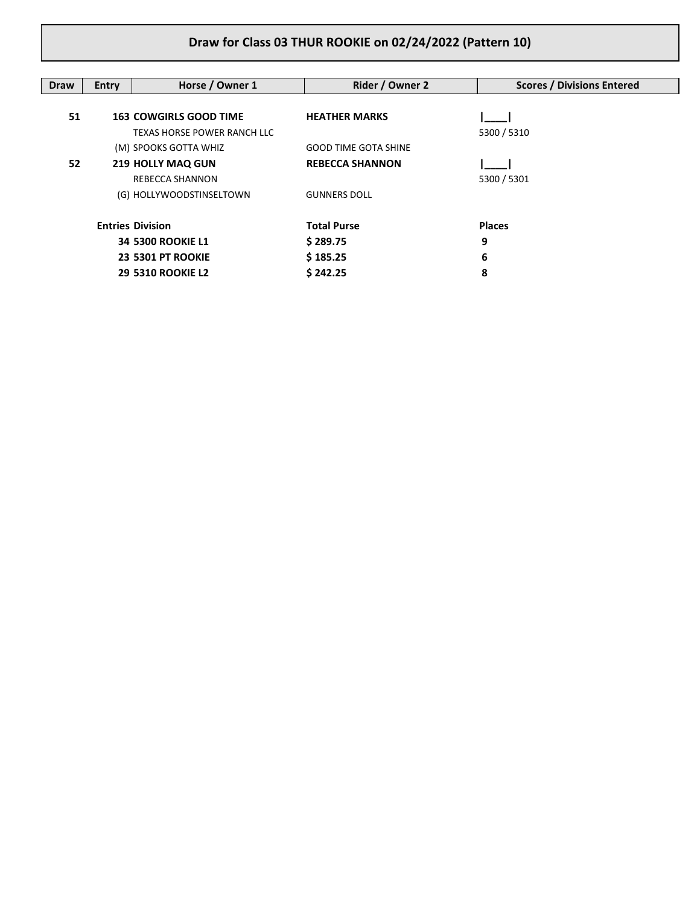## Draw for Class 03 THUR ROOKIE on 02/24/2022 (Pattern 10)

| Draw | Entry | Horse / Owner 1 | Rider / Owner 2 | Scores / Divisions Entered |
|---|---|---|---|---|
| **51** | **163** | **COWGIRLS GOOD TIME** | **HEATHER MARKS** | **\|____\|** |
| | | TEXAS HORSE POWER RANCH LLC | | 5300 / 5310 |
| | | (M) SPOOKS GOTTA WHIZ | GOOD TIME GOTA SHINE | |
| **52** | **219** | **HOLLY MAQ GUN** | **REBECCA SHANNON** | **\|____\|** |
| | | REBECCA SHANNON | | 5300 / 5301 |
| | | (G) HOLLYWOODSTINSELTOWN | GUNNERS DOLL | |

| Entries | Division | Total Purse | Places |
|---|---|---|---|
| **34** | **5300 ROOKIE L1** | **$ 289.75** | **9** |
| **23** | **5301 PT ROOKIE** | **$ 185.25** | **6** |
| **29** | **5310 ROOKIE L2** | **$ 242.25** | **8** |